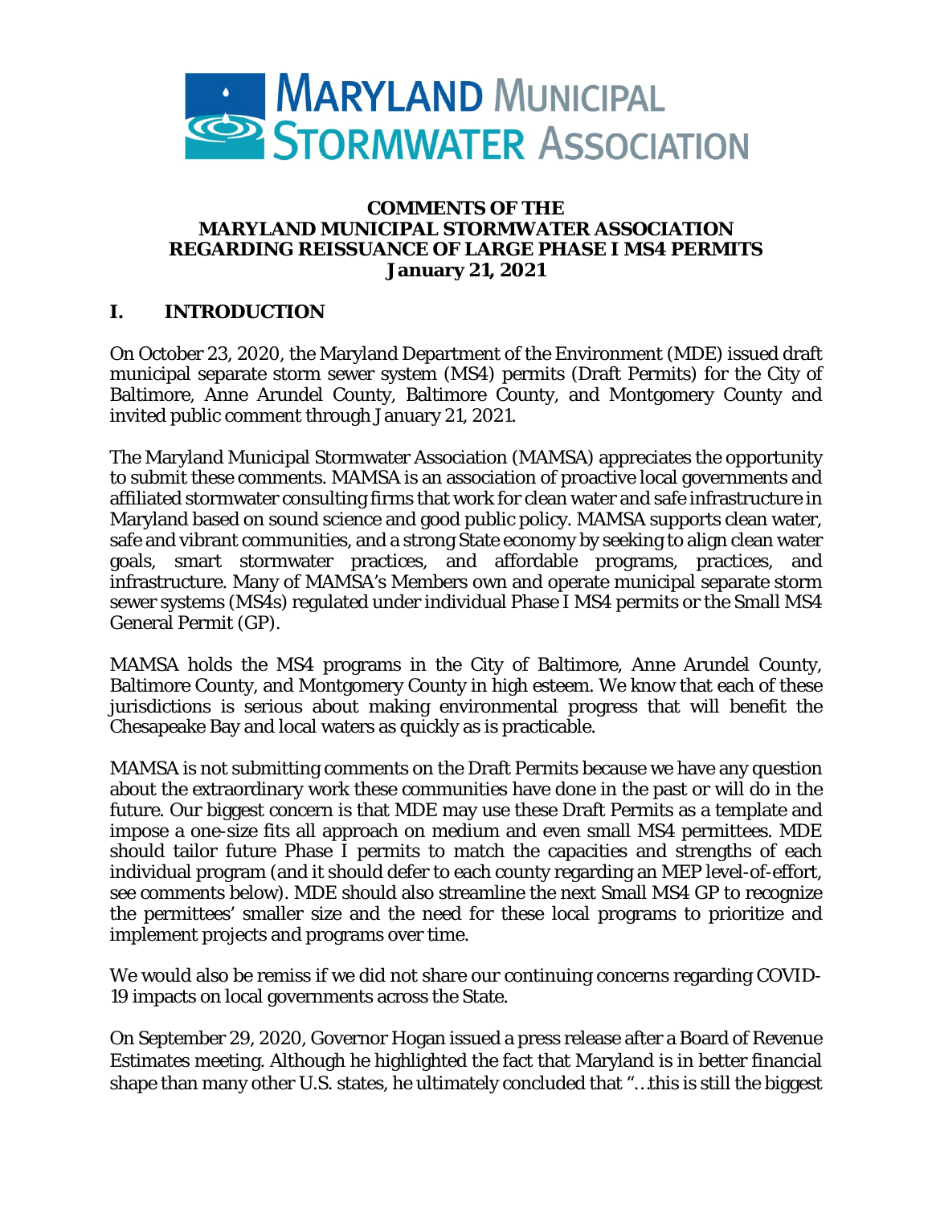# MARYLAND MUNICIPAL STORMWATER ASSOCIATION

**COMMENTS OF THE**
**MARYLAND MUNICIPAL STORMWATER ASSOCIATION**
**REGARDING REISSUANCE OF LARGE PHASE I MS4 PERMITS**
**January 21, 2021**

## I. INTRODUCTION

On October 23, 2020, the Maryland Department of the Environment (MDE) issued draft municipal separate storm sewer system (MS4) permits (Draft Permits) for the City of Baltimore, Anne Arundel County, Baltimore County, and Montgomery County and invited public comment through January 21, 2021.

The Maryland Municipal Stormwater Association (MAMSA) appreciates the opportunity to submit these comments. MAMSA is an association of proactive local governments and affiliated stormwater consulting firms that work for clean water and safe infrastructure in Maryland based on sound science and good public policy. MAMSA supports clean water, safe and vibrant communities, and a strong State economy by seeking to align clean water goals, smart stormwater practices, and affordable programs, practices, and infrastructure. Many of MAMSA's Members own and operate municipal separate storm sewer systems (MS4s) regulated under individual Phase I MS4 permits or the Small MS4 General Permit (GP).

MAMSA holds the MS4 programs in the City of Baltimore, Anne Arundel County, Baltimore County, and Montgomery County in high esteem. We know that each of these jurisdictions is serious about making environmental progress that will benefit the Chesapeake Bay and local waters as quickly as is practicable.

MAMSA is not submitting comments on the Draft Permits because we have any question about the extraordinary work these communities have done in the past or will do in the future. Our biggest concern is that MDE may use these Draft Permits as a template and impose a one-size fits all approach on medium and even small MS4 permittees. MDE should tailor future Phase I permits to match the capacities and strengths of each individual program (and it should defer to each county regarding an MEP level-of-effort, see comments below). MDE should also streamline the next Small MS4 GP to recognize the permittees' smaller size and the need for these local programs to prioritize and implement projects and programs over time.

We would also be remiss if we did not share our continuing concerns regarding COVID-19 impacts on local governments across the State.

On September 29, 2020, Governor Hogan issued a press release after a Board of Revenue Estimates meeting. Although he highlighted the fact that Maryland is in better financial shape than many other U.S. states, he ultimately concluded that "…this is still the biggest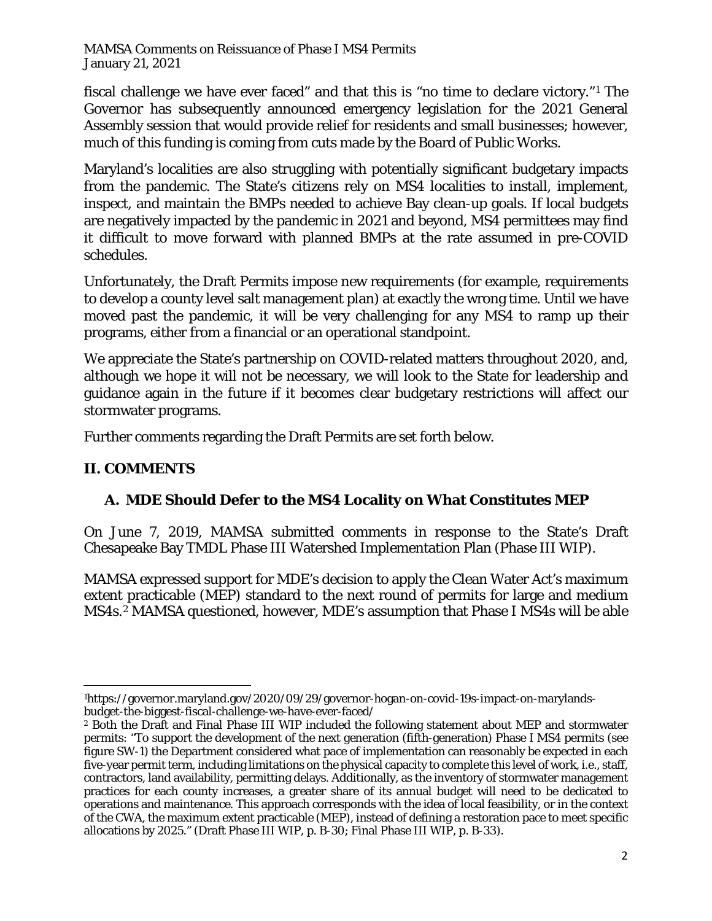fiscal challenge we have ever faced" and that this is "no time to declare victory."[1] The Governor has subsequently announced emergency legislation for the 2021 General Assembly session that would provide relief for residents and small businesses; however, much of this funding is coming from cuts made by the Board of Public Works.

Maryland's localities are also struggling with potentially significant budgetary impacts from the pandemic. The State's citizens rely on MS4 localities to install, implement, inspect, and maintain the BMPs needed to achieve Bay clean-up goals. If local budgets are negatively impacted by the pandemic in 2021 and beyond, MS4 permittees may find it difficult to move forward with planned BMPs at the rate assumed in pre-COVID schedules.

Unfortunately, the Draft Permits impose new requirements (for example, requirements to develop a county level salt management plan) at exactly the wrong time. Until we have moved past the pandemic, it will be very challenging for any MS4 to ramp up their programs, either from a financial or an operational standpoint.

We appreciate the State's partnership on COVID-related matters throughout 2020, and, although we hope it will not be necessary, we will look to the State for leadership and guidance again in the future if it becomes clear budgetary restrictions will affect our stormwater programs.

Further comments regarding the Draft Permits are set forth below.

## II. COMMENTS

### A. MDE Should Defer to the MS4 Locality on What Constitutes MEP

On June 7, 2019, MAMSA submitted comments in response to the State's Draft Chesapeake Bay TMDL Phase III Watershed Implementation Plan (Phase III WIP).

MAMSA expressed support for MDE's decision to apply the Clean Water Act's maximum extent practicable (MEP) standard to the next round of permits for large and medium MS4s.[2] MAMSA questioned, however, MDE's assumption that Phase I MS4s will be able

---

[1] https://governor.maryland.gov/2020/09/29/governor-hogan-on-covid-19s-impact-on-marylands-budget-the-biggest-fiscal-challenge-we-have-ever-faced/

[2] Both the Draft and Final Phase III WIP included the following statement about MEP and stormwater permits: "To support the development of the next generation (fifth-generation) Phase I MS4 permits (see figure SW-1) the Department considered what pace of implementation can reasonably be expected in each five-year permit term, including limitations on the physical capacity to complete this level of work, i.e., staff, contractors, land availability, permitting delays. Additionally, as the inventory of stormwater management practices for each county increases, a greater share of its annual budget will need to be dedicated to operations and maintenance. This approach corresponds with the idea of local feasibility, or in the context of the CWA, the maximum extent practicable (MEP), instead of defining a restoration pace to meet specific allocations by 2025." (Draft Phase III WIP, p. B-30; Final Phase III WIP, p. B-33).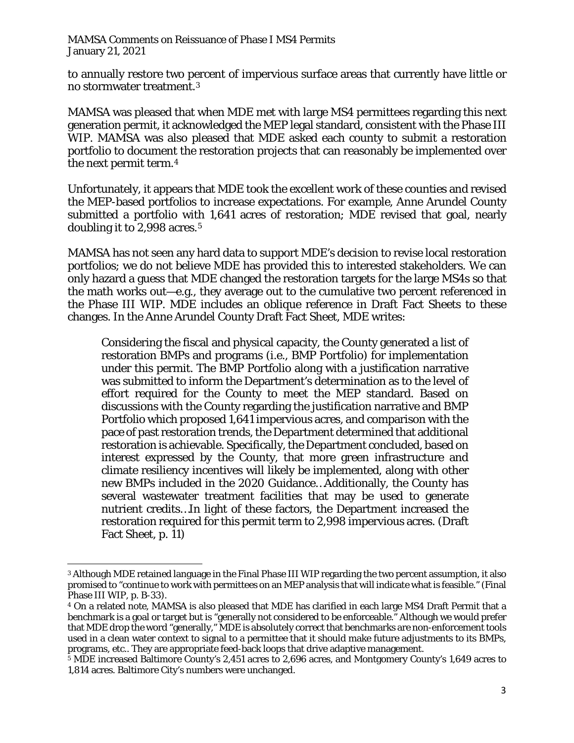to annually restore two percent of impervious surface areas that currently have little or no stormwater treatment.[3]

MAMSA was pleased that when MDE met with large MS4 permittees regarding this next generation permit, it acknowledged the MEP legal standard, consistent with the Phase III WIP. MAMSA was also pleased that MDE asked each county to submit a restoration portfolio to document the restoration projects that can reasonably be implemented over the next permit term.[4]

Unfortunately, it appears that MDE took the excellent work of these counties and revised the MEP-based portfolios to increase expectations. For example, Anne Arundel County submitted a portfolio with 1,641 acres of restoration; MDE revised that goal, nearly doubling it to 2,998 acres.[5]

MAMSA has not seen any hard data to support MDE's decision to revise local restoration portfolios; we do not believe MDE has provided this to interested stakeholders. We can only hazard a guess that MDE changed the restoration targets for the large MS4s so that the math works out—e.g., they average out to the cumulative two percent referenced in the Phase III WIP. MDE includes an oblique reference in Draft Fact Sheets to these changes. In the Anne Arundel County Draft Fact Sheet, MDE writes:

> Considering the fiscal and physical capacity, the County generated a list of restoration BMPs and programs (i.e., BMP Portfolio) for implementation under this permit. The BMP Portfolio along with a justification narrative was submitted to inform the Department's determination as to the level of effort required for the County to meet the MEP standard. Based on discussions with the County regarding the justification narrative and BMP Portfolio which proposed 1,641 impervious acres, and comparison with the pace of past restoration trends, the Department determined that additional restoration is achievable. Specifically, the Department concluded, based on interest expressed by the County, that more green infrastructure and climate resiliency incentives will likely be implemented, along with other new BMPs included in the 2020 Guidance…Additionally, the County has several wastewater treatment facilities that may be used to generate nutrient credits…In light of these factors, the Department increased the restoration required for this permit term to 2,998 impervious acres. (Draft Fact Sheet, p. 11)

---

[3] Although MDE retained language in the Final Phase III WIP regarding the two percent assumption, it also promised to "continue to work with permittees on an MEP analysis that will indicate what is feasible." (Final Phase III WIP, p. B-33).

[4] On a related note, MAMSA is also pleased that MDE has clarified in each large MS4 Draft Permit that a benchmark is a goal or target but is "generally not considered to be enforceable." Although we would prefer that MDE drop the word "generally," MDE is absolutely correct that benchmarks are non-enforcement tools used in a clean water context to signal to a permittee that it should make future adjustments to its BMPs, programs, etc.. They are appropriate feed-back loops that drive adaptive management.

[5] MDE increased Baltimore County's 2,451 acres to 2,696 acres, and Montgomery County's 1,649 acres to 1,814 acres. Baltimore City's numbers were unchanged.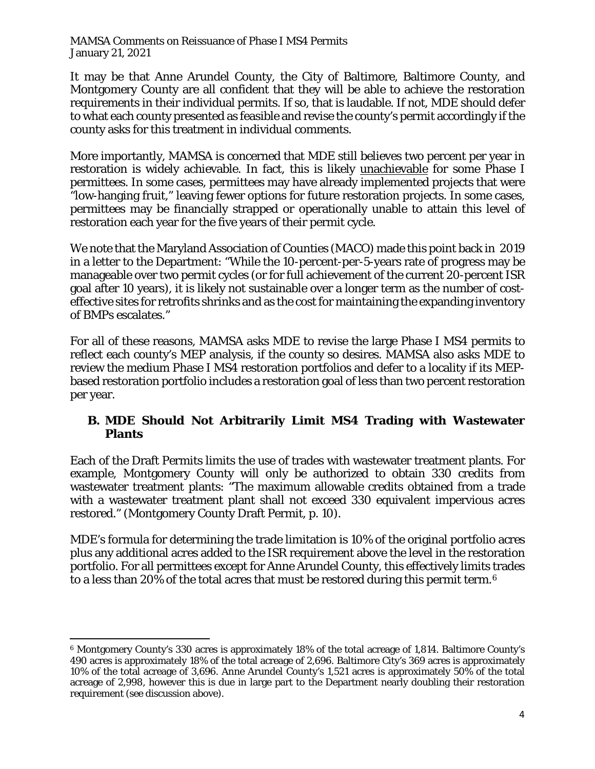It may be that Anne Arundel County, the City of Baltimore, Baltimore County, and Montgomery County are all confident that they will be able to achieve the restoration requirements in their individual permits. If so, that is laudable. If not, MDE should defer to what each county presented as feasible and revise the county's permit accordingly if the county asks for this treatment in individual comments.

More importantly, MAMSA is concerned that MDE still believes two percent per year in restoration is widely achievable. In fact, this is likely <u>unachievable</u> for some Phase I permittees. In some cases, permittees may have already implemented projects that were "low-hanging fruit," leaving fewer options for future restoration projects. In some cases, permittees may be financially strapped or operationally unable to attain this level of restoration each year for the five years of their permit cycle.

We note that the Maryland Association of Counties (MACO) made this point back in 2019 in a letter to the Department: "While the 10-percent-per-5-years rate of progress may be manageable over two permit cycles (or for full achievement of the current 20-percent ISR goal after 10 years), it is likely not sustainable over a longer term as the number of cost-effective sites for retrofits shrinks and as the cost for maintaining the expanding inventory of BMPs escalates."

For all of these reasons, MAMSA asks MDE to revise the large Phase I MS4 permits to reflect each county's MEP analysis, if the county so desires. MAMSA also asks MDE to review the medium Phase I MS4 restoration portfolios and defer to a locality if its MEP-based restoration portfolio includes a restoration goal of less than two percent restoration per year.

### B. MDE Should Not Arbitrarily Limit MS4 Trading with Wastewater Plants

Each of the Draft Permits limits the use of trades with wastewater treatment plants. For example, Montgomery County will only be authorized to obtain 330 credits from wastewater treatment plants: "The maximum allowable credits obtained from a trade with a wastewater treatment plant shall not exceed 330 equivalent impervious acres restored." (Montgomery County Draft Permit, p. 10).

MDE's formula for determining the trade limitation is 10% of the original portfolio acres plus any additional acres added to the ISR requirement above the level in the restoration portfolio. For all permittees except for Anne Arundel County, this effectively limits trades to a less than 20% of the total acres that must be restored during this permit term.[6]

---

[6] Montgomery County's 330 acres is approximately 18% of the total acreage of 1,814. Baltimore County's 490 acres is approximately 18% of the total acreage of 2,696. Baltimore City's 369 acres is approximately 10% of the total acreage of 3,696. Anne Arundel County's 1,521 acres is approximately 50% of the total acreage of 2,998, however this is due in large part to the Department nearly doubling their restoration requirement (see discussion above).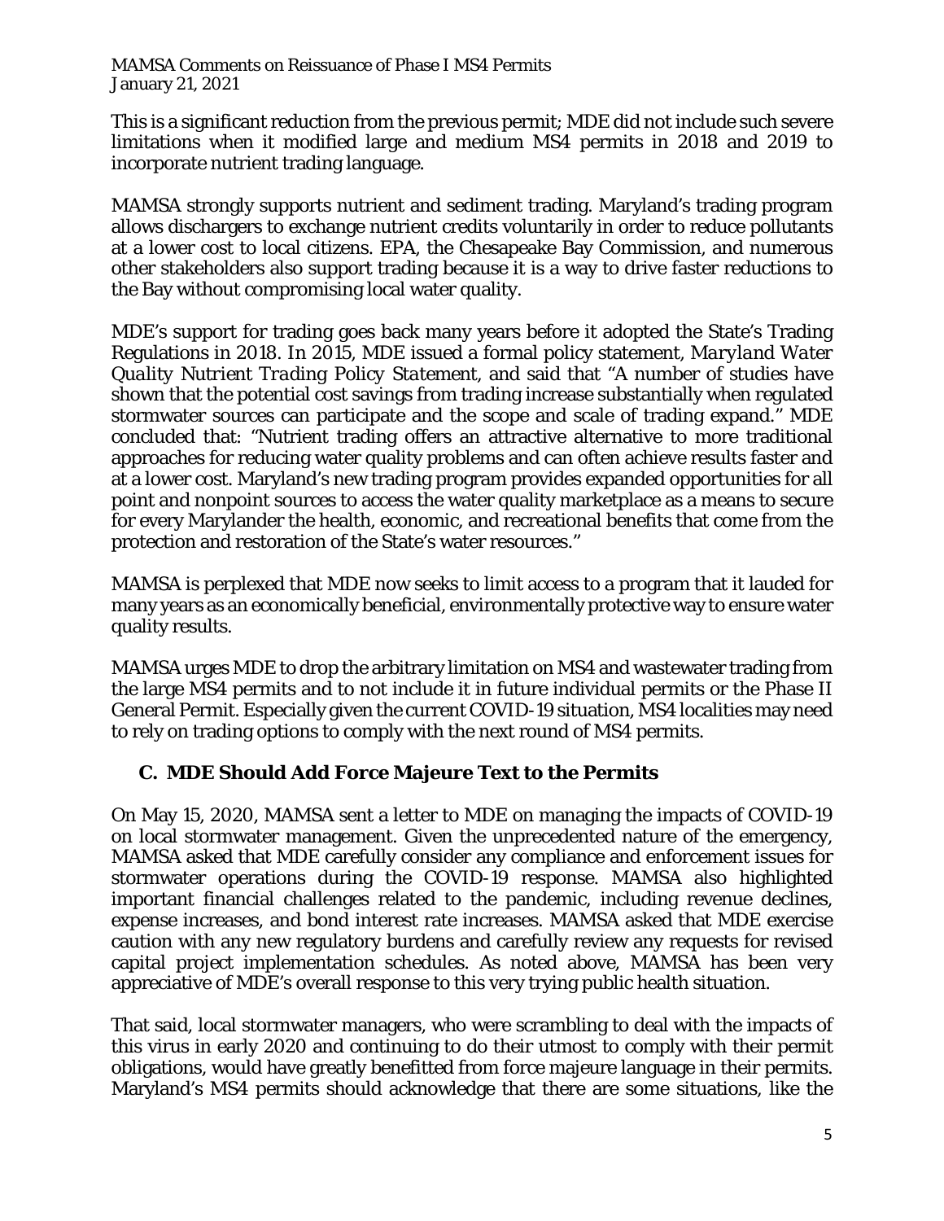This is a significant reduction from the previous permit; MDE did not include such severe limitations when it modified large and medium MS4 permits in 2018 and 2019 to incorporate nutrient trading language.

MAMSA strongly supports nutrient and sediment trading. Maryland's trading program allows dischargers to exchange nutrient credits voluntarily in order to reduce pollutants at a lower cost to local citizens. EPA, the Chesapeake Bay Commission, and numerous other stakeholders also support trading because it is a way to drive faster reductions to the Bay without compromising local water quality.

MDE's support for trading goes back many years before it adopted the State's Trading Regulations in 2018. In 2015, MDE issued a formal policy statement, *Maryland Water Quality Nutrient Trading Policy Statement*, and said that "A number of studies have shown that the potential cost savings from trading increase substantially when regulated stormwater sources can participate and the scope and scale of trading expand." MDE concluded that: "Nutrient trading offers an attractive alternative to more traditional approaches for reducing water quality problems and can often achieve results faster and at a lower cost. Maryland's new trading program provides expanded opportunities for all point and nonpoint sources to access the water quality marketplace as a means to secure for every Marylander the health, economic, and recreational benefits that come from the protection and restoration of the State's water resources."

MAMSA is perplexed that MDE now seeks to limit access to a program that it lauded for many years as an economically beneficial, environmentally protective way to ensure water quality results.

MAMSA urges MDE to drop the arbitrary limitation on MS4 and wastewater trading from the large MS4 permits and to not include it in future individual permits or the Phase II General Permit. Especially given the current COVID-19 situation, MS4 localities may need to rely on trading options to comply with the next round of MS4 permits.

### C. MDE Should Add Force Majeure Text to the Permits

On May 15, 2020, MAMSA sent a letter to MDE on managing the impacts of COVID-19 on local stormwater management. Given the unprecedented nature of the emergency, MAMSA asked that MDE carefully consider any compliance and enforcement issues for stormwater operations during the COVID-19 response. MAMSA also highlighted important financial challenges related to the pandemic, including revenue declines, expense increases, and bond interest rate increases. MAMSA asked that MDE exercise caution with any new regulatory burdens and carefully review any requests for revised capital project implementation schedules. As noted above, MAMSA has been very appreciative of MDE's overall response to this very trying public health situation.

That said, local stormwater managers, who were scrambling to deal with the impacts of this virus in early 2020 and continuing to do their utmost to comply with their permit obligations, would have greatly benefitted from force majeure language in their permits. Maryland's MS4 permits should acknowledge that there are some situations, like the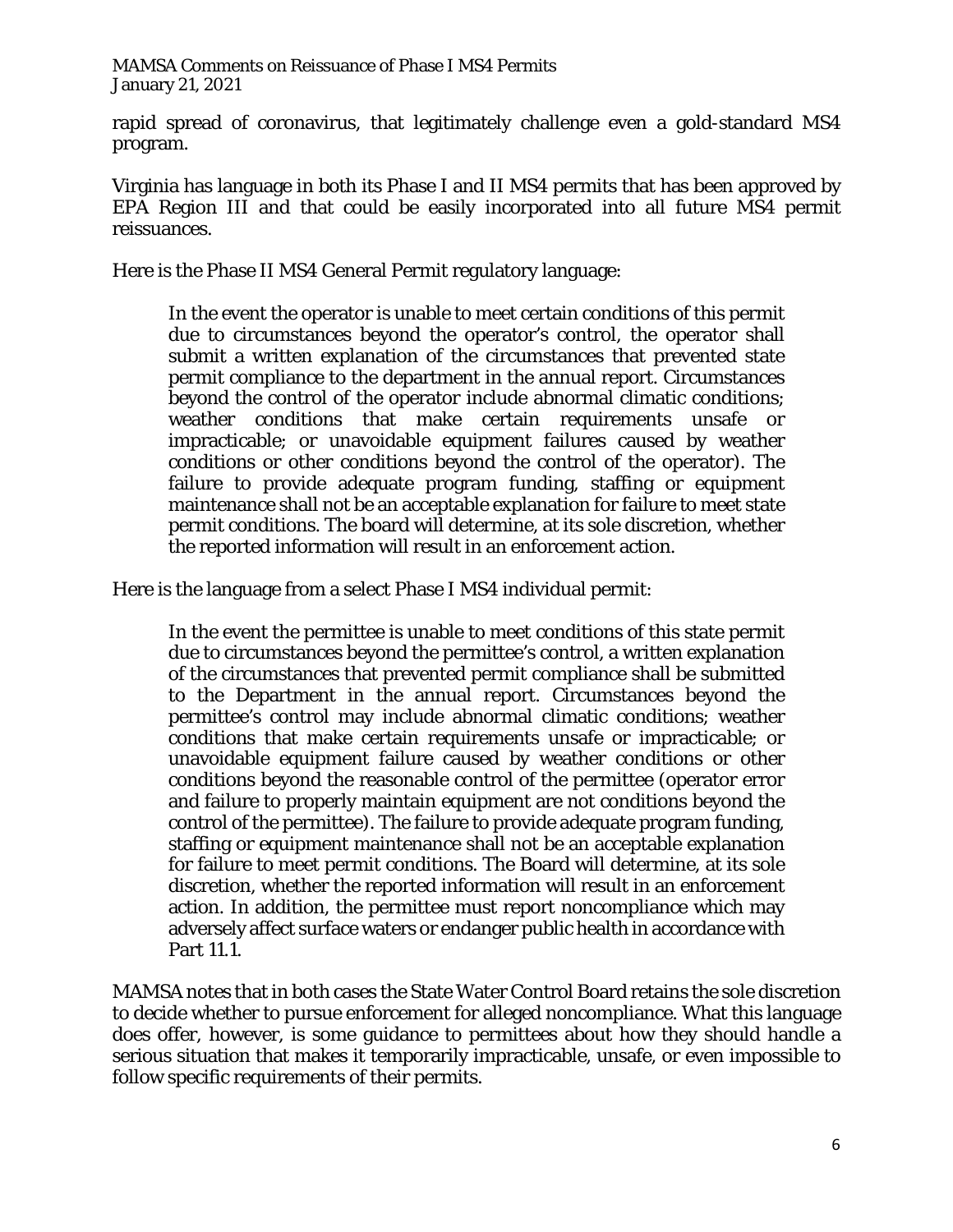rapid spread of coronavirus, that legitimately challenge even a gold-standard MS4 program.

Virginia has language in both its Phase I and II MS4 permits that has been approved by EPA Region III and that could be easily incorporated into all future MS4 permit reissuances.

Here is the Phase II MS4 General Permit regulatory language:

> In the event the operator is unable to meet certain conditions of this permit due to circumstances beyond the operator's control, the operator shall submit a written explanation of the circumstances that prevented state permit compliance to the department in the annual report. Circumstances beyond the control of the operator include abnormal climatic conditions; weather conditions that make certain requirements unsafe or impracticable; or unavoidable equipment failures caused by weather conditions or other conditions beyond the control of the operator). The failure to provide adequate program funding, staffing or equipment maintenance shall not be an acceptable explanation for failure to meet state permit conditions. The board will determine, at its sole discretion, whether the reported information will result in an enforcement action.

Here is the language from a select Phase I MS4 individual permit:

> In the event the permittee is unable to meet conditions of this state permit due to circumstances beyond the permittee's control, a written explanation of the circumstances that prevented permit compliance shall be submitted to the Department in the annual report. Circumstances beyond the permittee's control may include abnormal climatic conditions; weather conditions that make certain requirements unsafe or impracticable; or unavoidable equipment failure caused by weather conditions or other conditions beyond the reasonable control of the permittee (operator error and failure to properly maintain equipment are not conditions beyond the control of the permittee). The failure to provide adequate program funding, staffing or equipment maintenance shall not be an acceptable explanation for failure to meet permit conditions. The Board will determine, at its sole discretion, whether the reported information will result in an enforcement action. In addition, the permittee must report noncompliance which may adversely affect surface waters or endanger public health in accordance with Part 11.1.

MAMSA notes that in both cases the State Water Control Board retains the sole discretion to decide whether to pursue enforcement for alleged noncompliance. What this language does offer, however, is some guidance to permittees about how they should handle a serious situation that makes it temporarily impracticable, unsafe, or even impossible to follow specific requirements of their permits.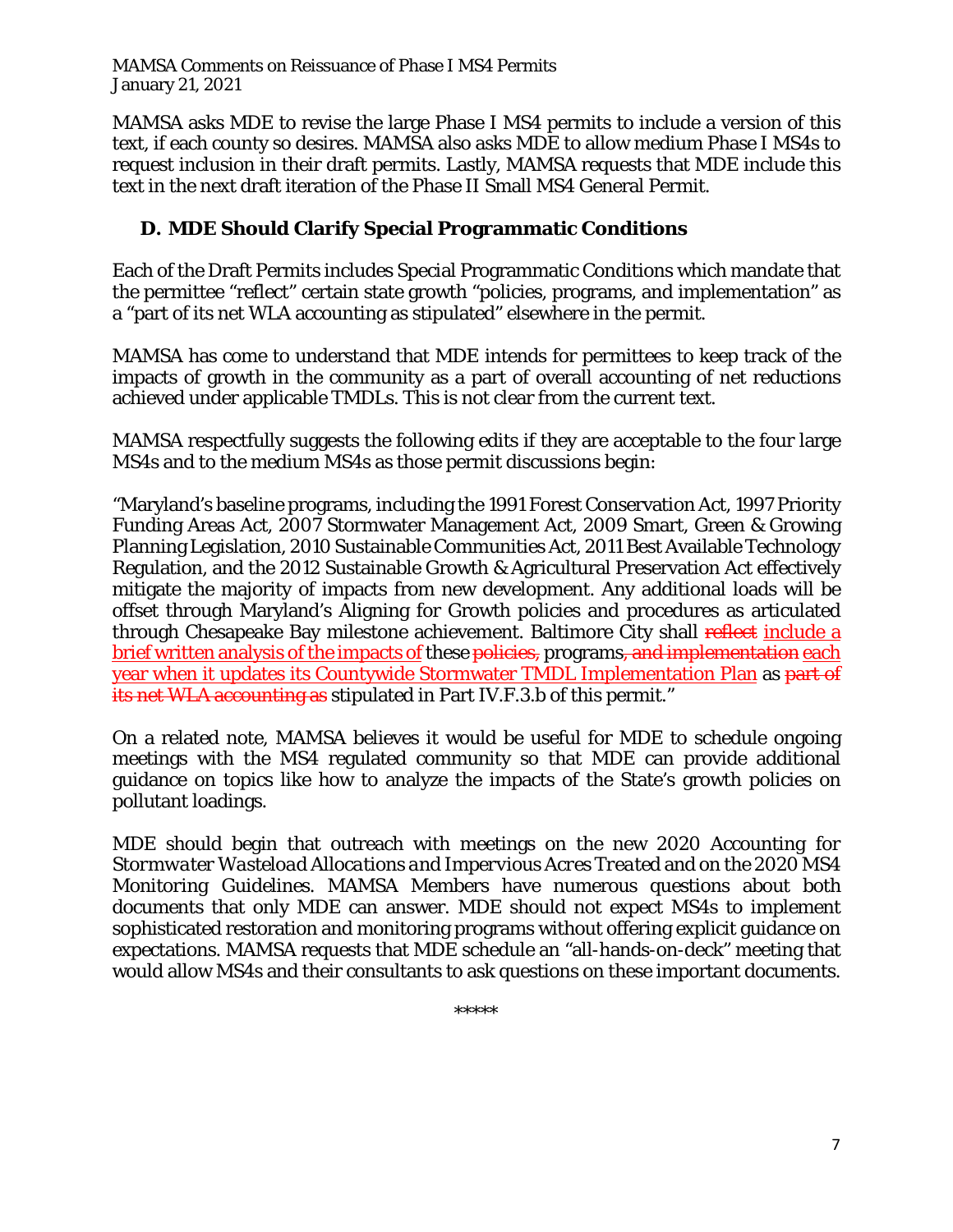MAMSA asks MDE to revise the large Phase I MS4 permits to include a version of this text, if each county so desires. MAMSA also asks MDE to allow medium Phase I MS4s to request inclusion in their draft permits. Lastly, MAMSA requests that MDE include this text in the next draft iteration of the Phase II Small MS4 General Permit.

## D. MDE Should Clarify Special Programmatic Conditions

Each of the Draft Permits includes Special Programmatic Conditions which mandate that the permittee "reflect" certain state growth "policies, programs, and implementation" as a "part of its net WLA accounting as stipulated" elsewhere in the permit.

MAMSA has come to understand that MDE intends for permittees to keep track of the impacts of growth in the community as a part of overall accounting of net reductions achieved under applicable TMDLs. This is not clear from the current text.

MAMSA respectfully suggests the following edits if they are acceptable to the four large MS4s and to the medium MS4s as those permit discussions begin:

"Maryland's baseline programs, including the 1991 Forest Conservation Act, 1997 Priority Funding Areas Act, 2007 Stormwater Management Act, 2009 Smart, Green & Growing Planning Legislation, 2010 Sustainable Communities Act, 2011 Best Available Technology Regulation, and the 2012 Sustainable Growth & Agricultural Preservation Act effectively mitigate the majority of impacts from new development. Any additional loads will be offset through Maryland's Aligning for Growth policies and procedures as articulated through Chesapeake Bay milestone achievement. Baltimore City shall ~~reflect~~ include a brief written analysis of the impacts of these ~~policies,~~ programs~~, and implementation~~ each year when it updates its Countywide Stormwater TMDL Implementation Plan as ~~part of its net WLA accounting as~~ stipulated in Part IV.F.3.b of this permit."

On a related note, MAMSA believes it would be useful for MDE to schedule ongoing meetings with the MS4 regulated community so that MDE can provide additional guidance on topics like how to analyze the impacts of the State's growth policies on pollutant loadings.

MDE should begin that outreach with meetings on the new 2020 *Accounting for Stormwater Wasteload Allocations and Impervious Acres Treated* and on the 2020 MS4 Monitoring Guidelines. MAMSA Members have numerous questions about both documents that only MDE can answer. MDE should not expect MS4s to implement sophisticated restoration and monitoring programs without offering explicit guidance on expectations. MAMSA requests that MDE schedule an "all-hands-on-deck" meeting that would allow MS4s and their consultants to ask questions on these important documents.

\*\*\*\*\*